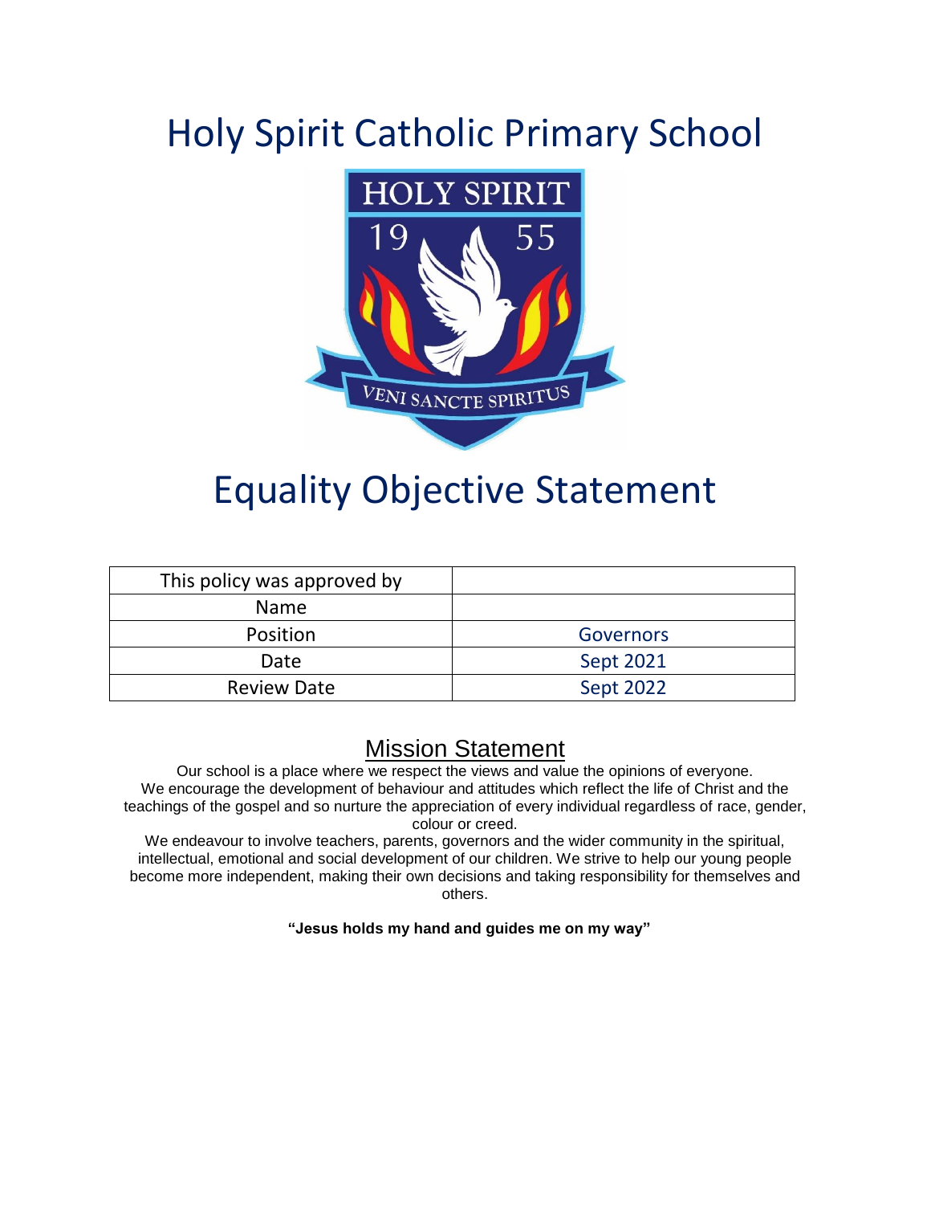# Holy Spirit Catholic Primary School

# Equality Objective Statement

| This policy was approved by | |
| --- | --- |
| Name | |
| Position | Governors |
| Date | Sept 2021 |
| Review Date | Sept 2022 |

## Mission Statement

Our school is a place where we respect the views and value the opinions of everyone.
We encourage the development of behaviour and attitudes which reflect the life of Christ and the teachings of the gospel and so nurture the appreciation of every individual regardless of race, gender, colour or creed.
We endeavour to involve teachers, parents, governors and the wider community in the spiritual, intellectual, emotional and social development of our children. We strive to help our young people become more independent, making their own decisions and taking responsibility for themselves and others.

**"Jesus holds my hand and guides me on my way"**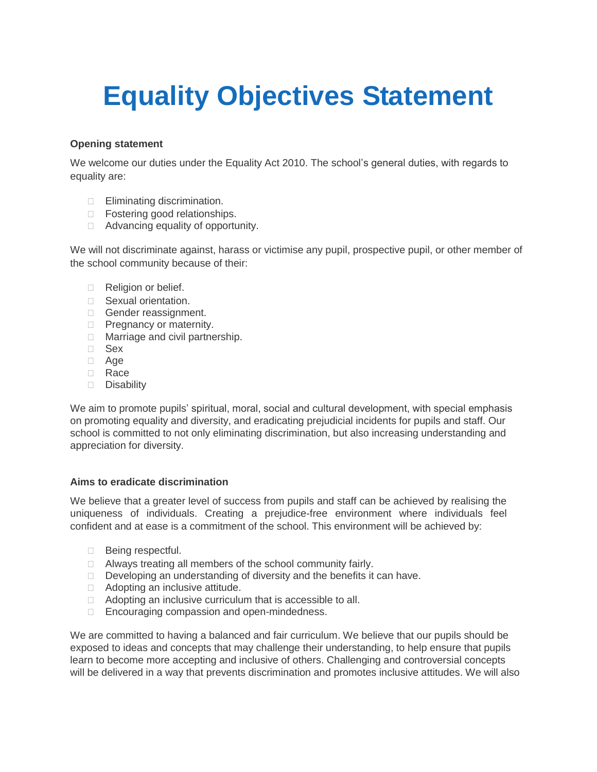# Equality Objectives Statement

**Opening statement**

We welcome our duties under the Equality Act 2010. The school's general duties, with regards to equality are:

- Eliminating discrimination.
- Fostering good relationships.
- Advancing equality of opportunity.

We will not discriminate against, harass or victimise any pupil, prospective pupil, or other member of the school community because of their:

- Religion or belief.
- Sexual orientation.
- Gender reassignment.
- Pregnancy or maternity.
- Marriage and civil partnership.
- Sex
- Age
- Race
- Disability

We aim to promote pupils' spiritual, moral, social and cultural development, with special emphasis on promoting equality and diversity, and eradicating prejudicial incidents for pupils and staff. Our school is committed to not only eliminating discrimination, but also increasing understanding and appreciation for diversity.

**Aims to eradicate discrimination**

We believe that a greater level of success from pupils and staff can be achieved by realising the uniqueness of individuals. Creating a prejudice-free environment where individuals feel confident and at ease is a commitment of the school. This environment will be achieved by:

- Being respectful.
- Always treating all members of the school community fairly.
- Developing an understanding of diversity and the benefits it can have.
- Adopting an inclusive attitude.
- Adopting an inclusive curriculum that is accessible to all.
- Encouraging compassion and open-mindedness.

We are committed to having a balanced and fair curriculum. We believe that our pupils should be exposed to ideas and concepts that may challenge their understanding, to help ensure that pupils learn to become more accepting and inclusive of others. Challenging and controversial concepts will be delivered in a way that prevents discrimination and promotes inclusive attitudes. We will also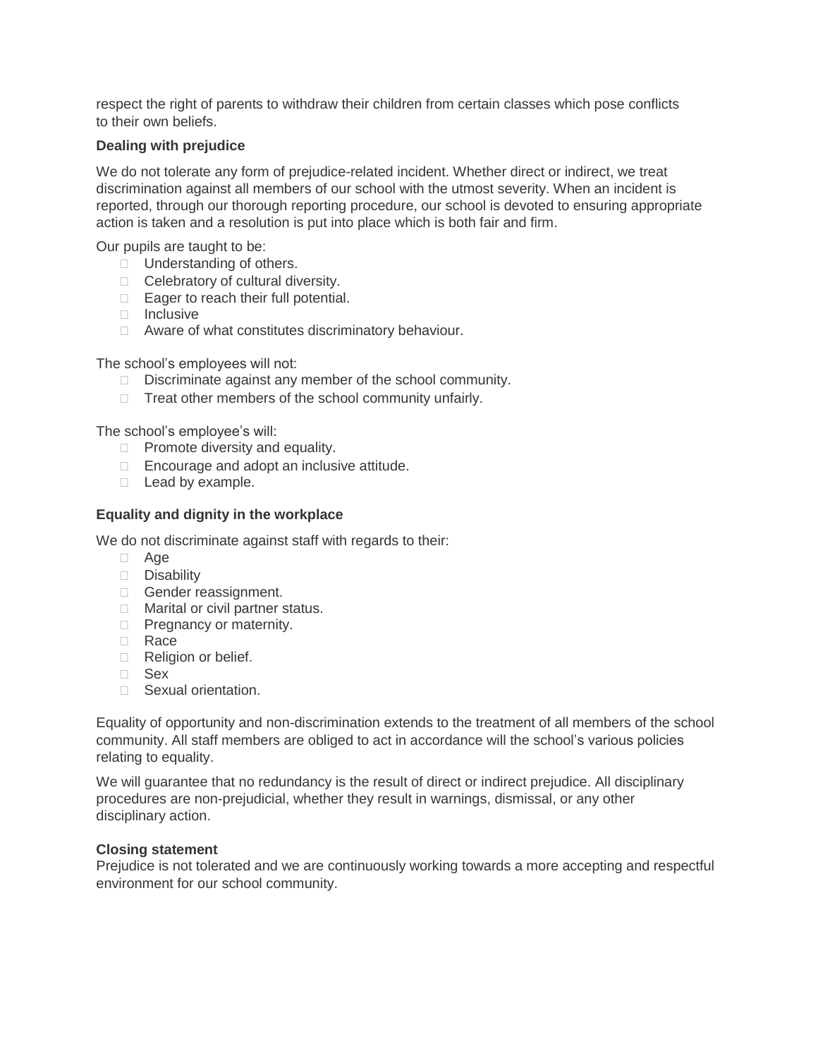respect the right of parents to withdraw their children from certain classes which pose conflicts to their own beliefs.

**Dealing with prejudice**

We do not tolerate any form of prejudice-related incident. Whether direct or indirect, we treat discrimination against all members of our school with the utmost severity. When an incident is reported, through our thorough reporting procedure, our school is devoted to ensuring appropriate action is taken and a resolution is put into place which is both fair and firm.

Our pupils are taught to be:

- Understanding of others.
- Celebratory of cultural diversity.
- Eager to reach their full potential.
- Inclusive
- Aware of what constitutes discriminatory behaviour.

The school's employees will not:

- Discriminate against any member of the school community.
- Treat other members of the school community unfairly.

The school's employee's will:

- Promote diversity and equality.
- Encourage and adopt an inclusive attitude.
- Lead by example.

**Equality and dignity in the workplace**

We do not discriminate against staff with regards to their:

- Age
- Disability
- Gender reassignment.
- Marital or civil partner status.
- Pregnancy or maternity.
- Race
- Religion or belief.
- Sex
- Sexual orientation.

Equality of opportunity and non-discrimination extends to the treatment of all members of the school community. All staff members are obliged to act in accordance will the school's various policies relating to equality.

We will guarantee that no redundancy is the result of direct or indirect prejudice. All disciplinary procedures are non-prejudicial, whether they result in warnings, dismissal, or any other disciplinary action.

**Closing statement**

Prejudice is not tolerated and we are continuously working towards a more accepting and respectful environment for our school community.